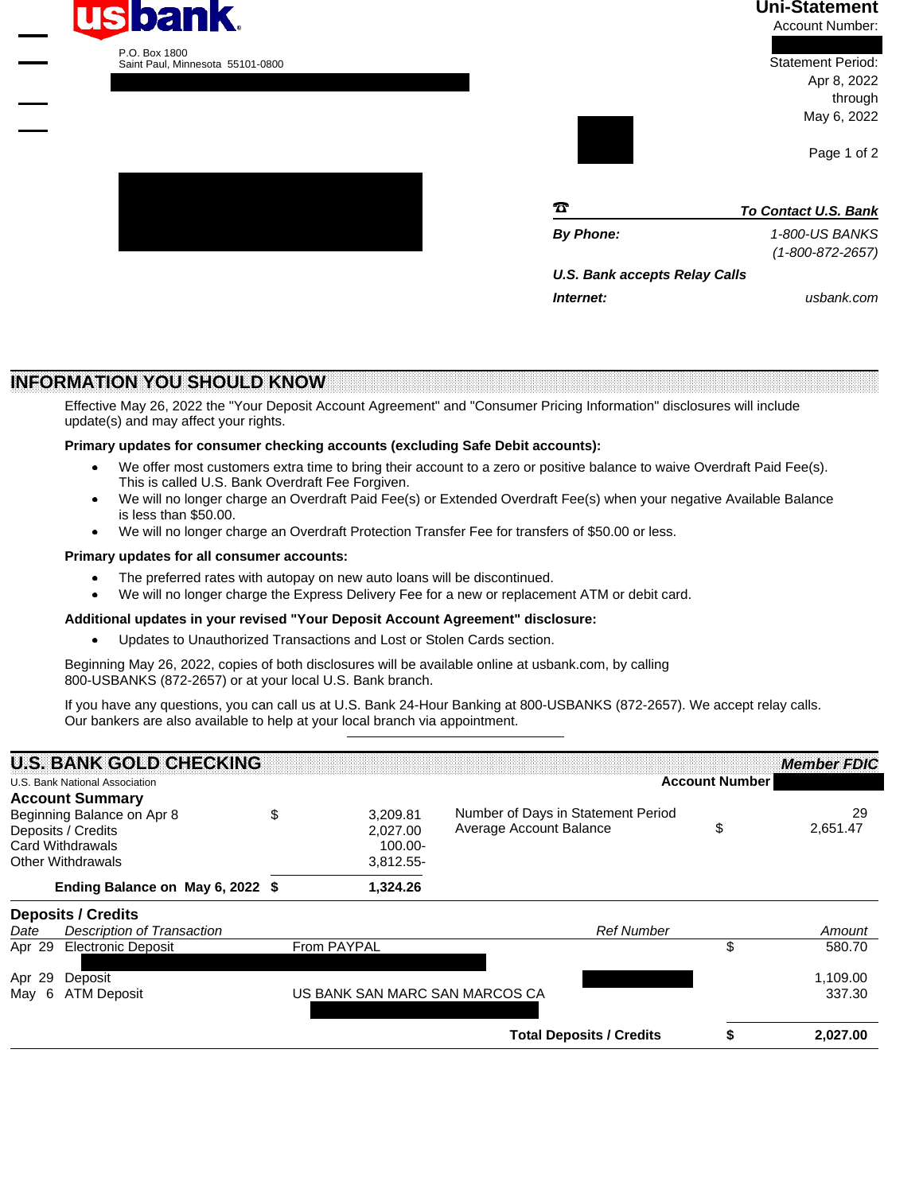usbank

P.O. Box 1800
Saint Paul, Minnesota 55101-0800

**Uni-Statement**

Account Number:

Statement Period:
Apr 8, 2022
through
May 6, 2022

| ☎ | *To Contact U.S. Bank* |
|---|---|
| ***By Phone:*** | *1-800-US BANKS (1-800-872-2657)* |
| ***U.S. Bank accepts Relay Calls*** | |
| ***Internet:*** | *usbank.com* |

## INFORMATION YOU SHOULD KNOW

Effective May 26, 2022 the "Your Deposit Account Agreement" and "Consumer Pricing Information" disclosures will include update(s) and may affect your rights.

**Primary updates for consumer checking accounts (excluding Safe Debit accounts):**

- We offer most customers extra time to bring their account to a zero or positive balance to waive Overdraft Paid Fee(s). This is called U.S. Bank Overdraft Fee Forgiven.
- We will no longer charge an Overdraft Paid Fee(s) or Extended Overdraft Fee(s) when your negative Available Balance is less than $50.00.
- We will no longer charge an Overdraft Protection Transfer Fee for transfers of $50.00 or less.

**Primary updates for all consumer accounts:**

- The preferred rates with autopay on new auto loans will be discontinued.
- We will no longer charge the Express Delivery Fee for a new or replacement ATM or debit card.

**Additional updates in your revised "Your Deposit Account Agreement" disclosure:**

- Updates to Unauthorized Transactions and Lost or Stolen Cards section.

Beginning May 26, 2022, copies of both disclosures will be available online at usbank.com, by calling 800-USBANKS (872-2657) or at your local U.S. Bank branch.

If you have any questions, you can call us at U.S. Bank 24-Hour Banking at 800-USBANKS (872-2657). We accept relay calls. Our bankers are also available to help at your local branch via appointment.

## U.S. BANK GOLD CHECKING

***Member FDIC***

U.S. Bank National Association

**Account Number**

### Account Summary

| | | |
|---|---|---|
| Beginning Balance on Apr 8 | $ | 3,209.81 |
| Deposits / Credits | | 2,027.00 |
| Card Withdrawals | | 100.00- |
| Other Withdrawals | | 3,812.55- |
| **Ending Balance on May 6, 2022** | **$** | **1,324.26** |

| | | |
|---|---|---|
| Number of Days in Statement Period | | 29 |
| Average Account Balance | $ | 2,651.47 |

### Deposits / Credits

| *Date* | *Description of Transaction* | | *Ref Number* | | *Amount* |
|---|---|---|---|---|---|
| Apr 29 | Electronic Deposit | From PAYPAL | | $ | 580.70 |
| Apr 29 | Deposit | | | | 1,109.00 |
| May 6 | ATM Deposit | US BANK SAN MARC SAN MARCOS CA | | | 337.30 |
| | | | **Total Deposits / Credits** | **$** | **2,027.00** |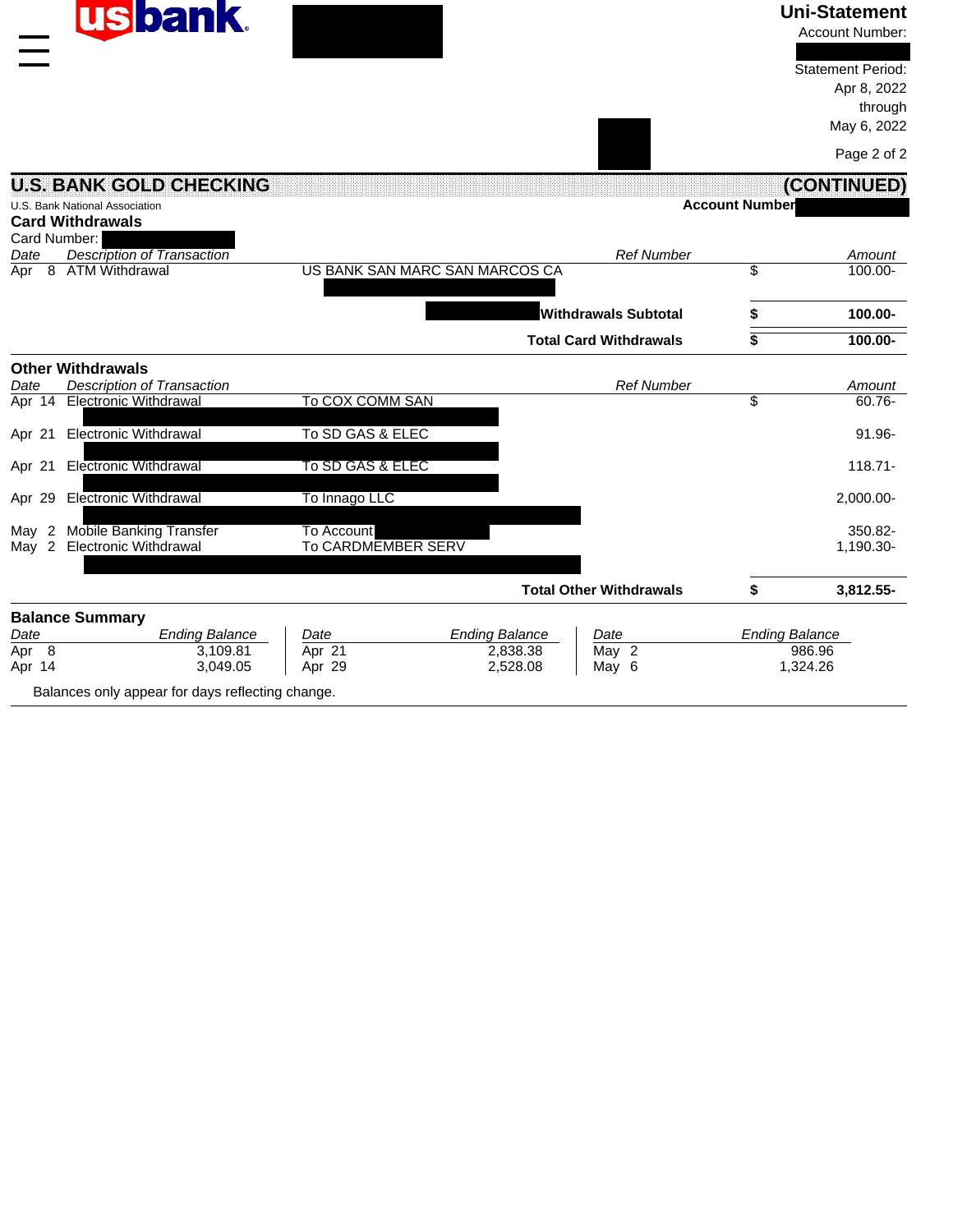**usbank**

**Uni-Statement**
Account Number:

Statement Period:
Apr 8, 2022
through
May 6, 2022

## U.S. BANK GOLD CHECKING (CONTINUED)

U.S. Bank National Association

**Account Number**

### Card Withdrawals

Card Number:

| Date | Description of Transaction | | Ref Number | | Amount |
|---|---|---|---|---|---|
| Apr 8 | ATM Withdrawal | US BANK SAN MARC SAN MARCOS CA | | $ | 100.00- |
| | | | **Withdrawals Subtotal** | **$** | **100.00-** |
| | | | **Total Card Withdrawals** | **$** | **100.00-** |

### Other Withdrawals

| Date | Description of Transaction | | Ref Number | | Amount |
|---|---|---|---|---|---|
| Apr 14 | Electronic Withdrawal | To COX COMM SAN | | $ | 60.76- |
| Apr 21 | Electronic Withdrawal | To SD GAS & ELEC | | | 91.96- |
| Apr 21 | Electronic Withdrawal | To SD GAS & ELEC | | | 118.71- |
| Apr 29 | Electronic Withdrawal | To Innago LLC | | | 2,000.00- |
| May 2 | Mobile Banking Transfer | To Account | | | 350.82- |
| May 2 | Electronic Withdrawal | To CARDMEMBER SERV | | | 1,190.30- |
| | | | **Total Other Withdrawals** | **$** | **3,812.55-** |

### Balance Summary

| Date | Ending Balance | Date | Ending Balance | Date | Ending Balance |
|---|---|---|---|---|---|
| Apr 8 | 3,109.81 | Apr 21 | 2,838.38 | May 2 | 986.96 |
| Apr 14 | 3,049.05 | Apr 29 | 2,528.08 | May 6 | 1,324.26 |

Balances only appear for days reflecting change.